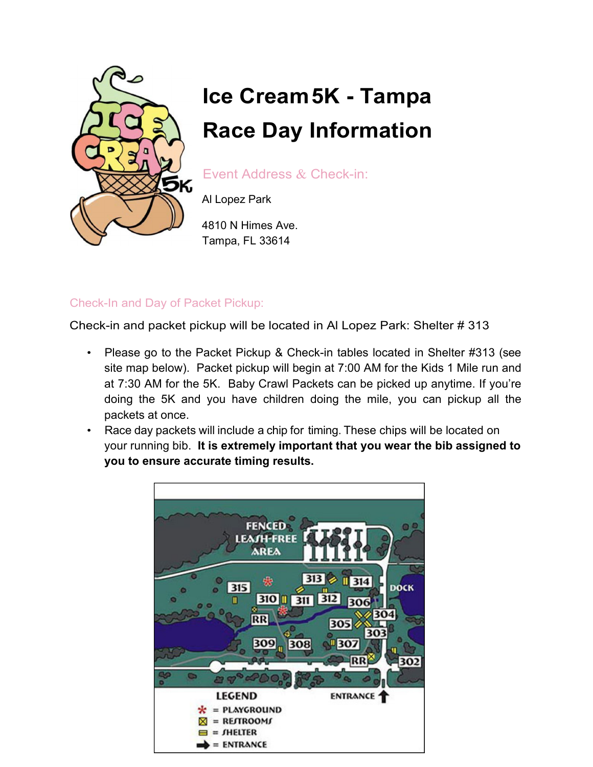# Ice Cream 5K - Tampa

# Race Day Information

## Event Address & Check-in:

Al Lopez Park

4810 N Himes Ave.
Tampa, FL 33614

## Check-In and Day of Packet Pickup:

Check-in and packet pickup will be located in Al Lopez Park: Shelter # 313

- Please go to the Packet Pickup & Check-in tables located in Shelter #313 (see site map below). Packet pickup will begin at 7:00 AM for the Kids 1 Mile run and at 7:30 AM for the 5K. Baby Crawl Packets can be picked up anytime. If you're doing the 5K and you have children doing the mile, you can pickup all the packets at once.
- Race day packets will include a chip for timing. These chips will be located on your running bib. **It is extremely important that you wear the bib assigned to you to ensure accurate timing results.**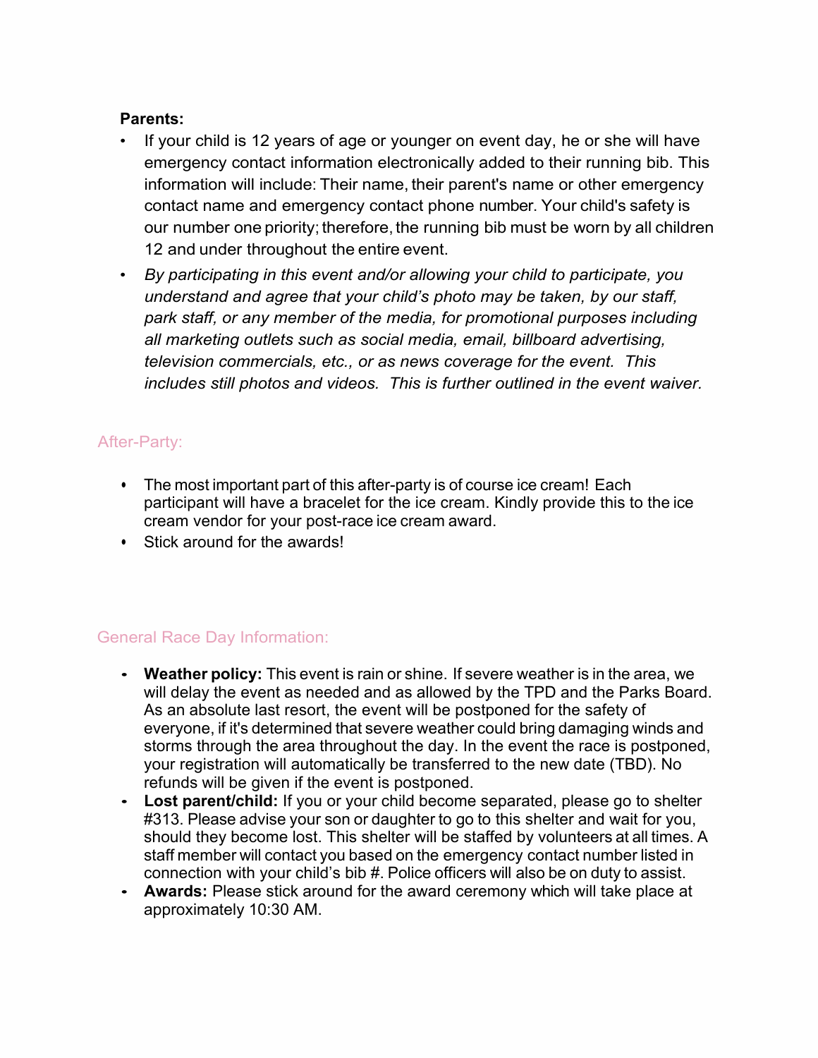**Parents:**

- If your child is 12 years of age or younger on event day, he or she will have emergency contact information electronically added to their running bib. This information will include: Their name, their parent's name or other emergency contact name and emergency contact phone number. Your child's safety is our number one priority; therefore, the running bib must be worn by all children 12 and under throughout the entire event.
- *By participating in this event and/or allowing your child to participate, you understand and agree that your child's photo may be taken, by our staff, park staff, or any member of the media, for promotional purposes including all marketing outlets such as social media, email, billboard advertising, television commercials, etc., or as news coverage for the event. This includes still photos and videos. This is further outlined in the event waiver.*

## After-Party:

- The most important part of this after-party is of course ice cream! Each participant will have a bracelet for the ice cream. Kindly provide this to the ice cream vendor for your post-race ice cream award.
- Stick around for the awards!

## General Race Day Information:

- **Weather policy:** This event is rain or shine. If severe weather is in the area, we will delay the event as needed and as allowed by the TPD and the Parks Board. As an absolute last resort, the event will be postponed for the safety of everyone, if it's determined that severe weather could bring damaging winds and storms through the area throughout the day. In the event the race is postponed, your registration will automatically be transferred to the new date (TBD). No refunds will be given if the event is postponed.
- **Lost parent/child:** If you or your child become separated, please go to shelter #313. Please advise your son or daughter to go to this shelter and wait for you, should they become lost. This shelter will be staffed by volunteers at all times. A staff member will contact you based on the emergency contact number listed in connection with your child's bib #. Police officers will also be on duty to assist.
- **Awards:** Please stick around for the award ceremony which will take place at approximately 10:30 AM.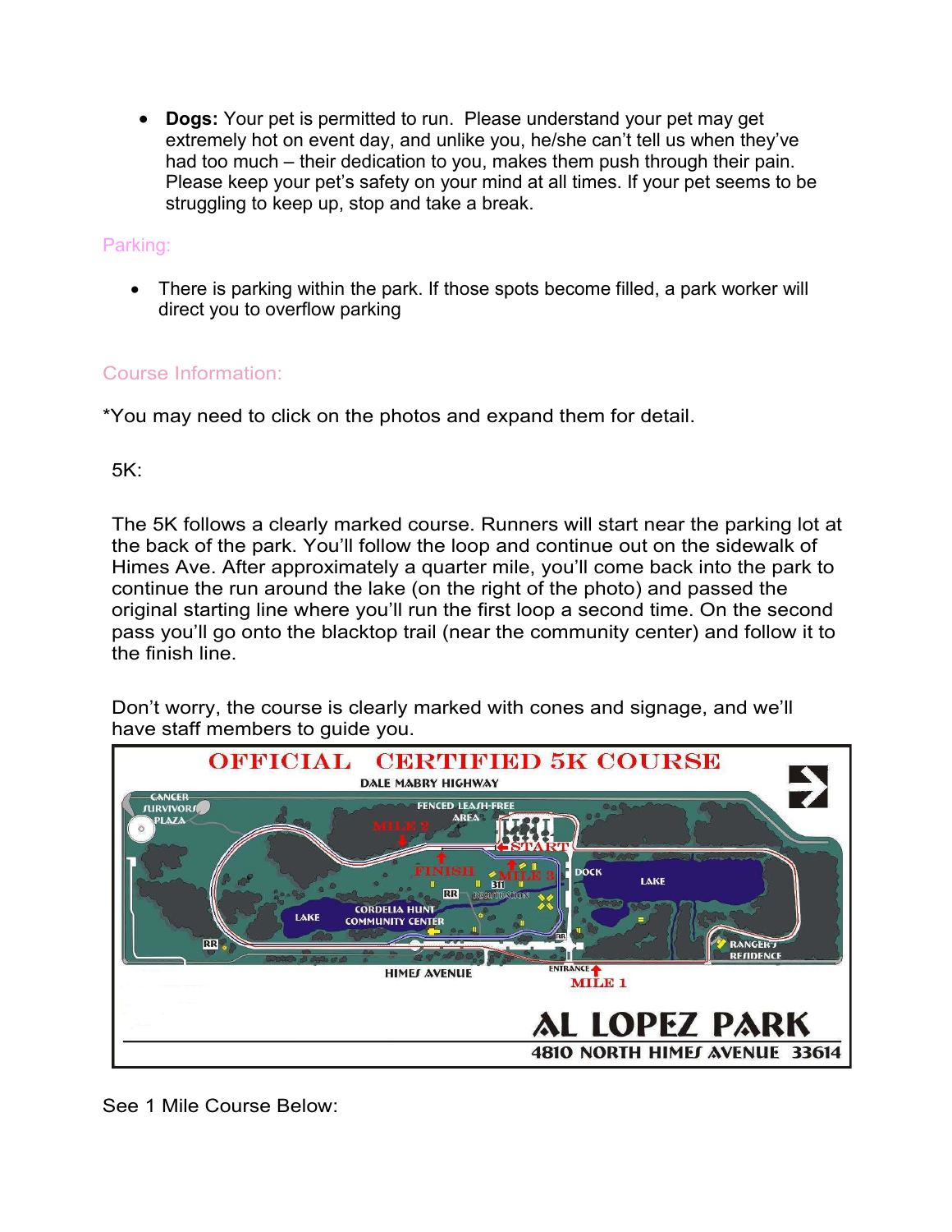- **Dogs:** Your pet is permitted to run. Please understand your pet may get extremely hot on event day, and unlike you, he/she can't tell us when they've had too much – their dedication to you, makes them push through their pain. Please keep your pet's safety on your mind at all times. If your pet seems to be struggling to keep up, stop and take a break.

## Parking:

- There is parking within the park. If those spots become filled, a park worker will direct you to overflow parking

## Course Information:

*You may need to click on the photos and expand them for detail.

5K:

The 5K follows a clearly marked course. Runners will start near the parking lot at the back of the park. You'll follow the loop and continue out on the sidewalk of Himes Ave. After approximately a quarter mile, you'll come back into the park to continue the run around the lake (on the right of the photo) and passed the original starting line where you'll run the first loop a second time. On the second pass you'll go onto the blacktop trail (near the community center) and follow it to the finish line.

Don't worry, the course is clearly marked with cones and signage, and we'll have staff members to guide you.

OFFICIAL CERTIFIED 5K COURSE

DALE MABRY HIGHWAY

CANCER SURVIVORS PLAZA

FENCED LEASH-FREE AREA

MILE 2

START

FINISH

MILE 3

DOCK

LAKE

RR

RECREATION

LAKE

CORDELIA HUNT COMMUNITY CENTER

RR

RR

RANGER'S RESIDENCE

HIMES AVENUE

ENTRANCE

MILE 1

AL LOPEZ PARK

4810 NORTH HIMES AVENUE 33614

See 1 Mile Course Below: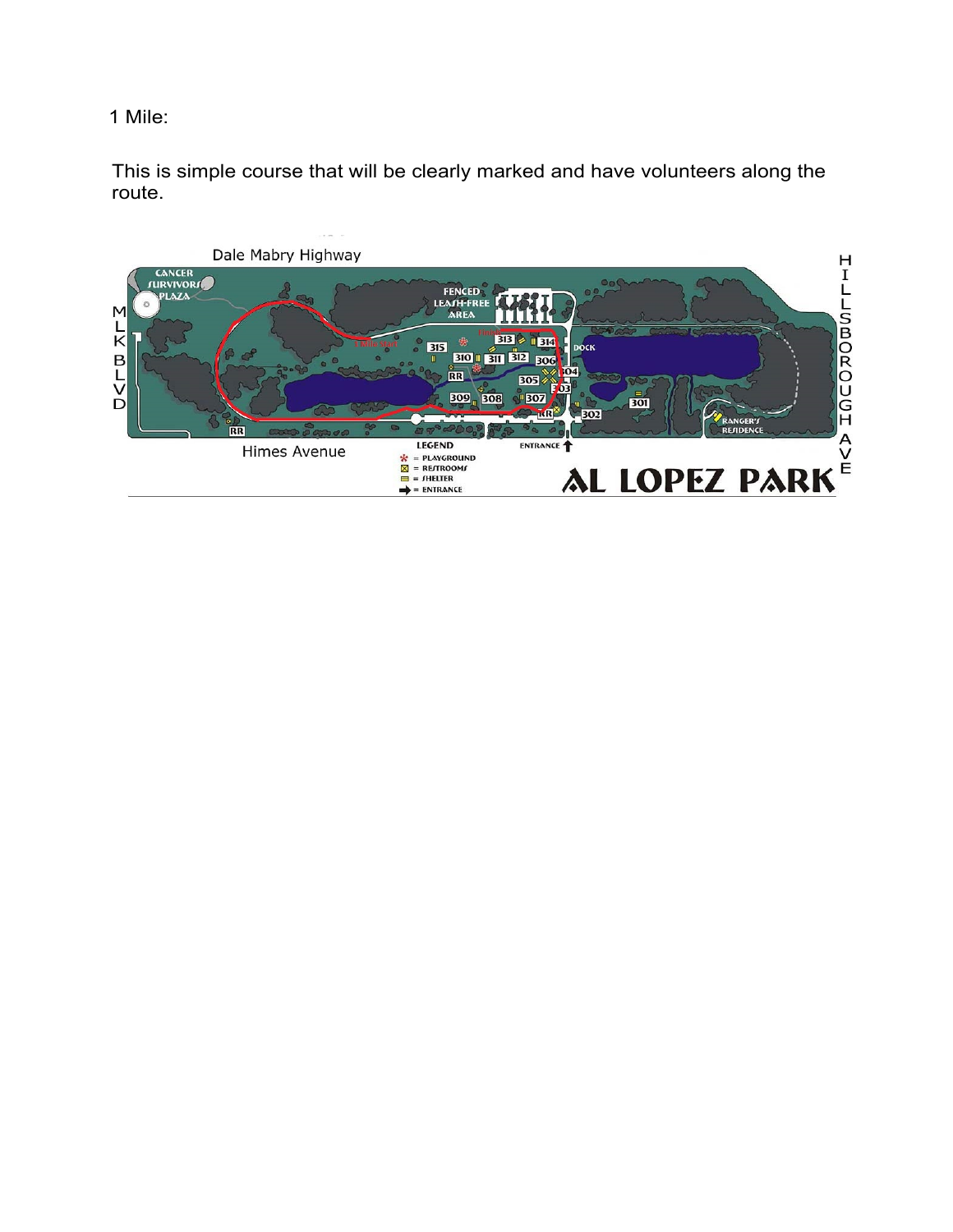1 Mile:

This is simple course that will be clearly marked and have volunteers along the route.

Dale Mabry Highway

MLK BLVD

HILLSBOROUGH AVE

Himes Avenue

CANCER SURVIVORS PLAZA

FENCED LEASH-FREE AREA

DOCK

RANGER'S RESIDENCE

ENTRANCE

RR

315 313 314 310 311 312 306 304 305 303 309 308 307 302 301

LEGEND
= PLAYGROUND
= RESTROOMS
= SHELTER
= ENTRANCE

AL LOPEZ PARK